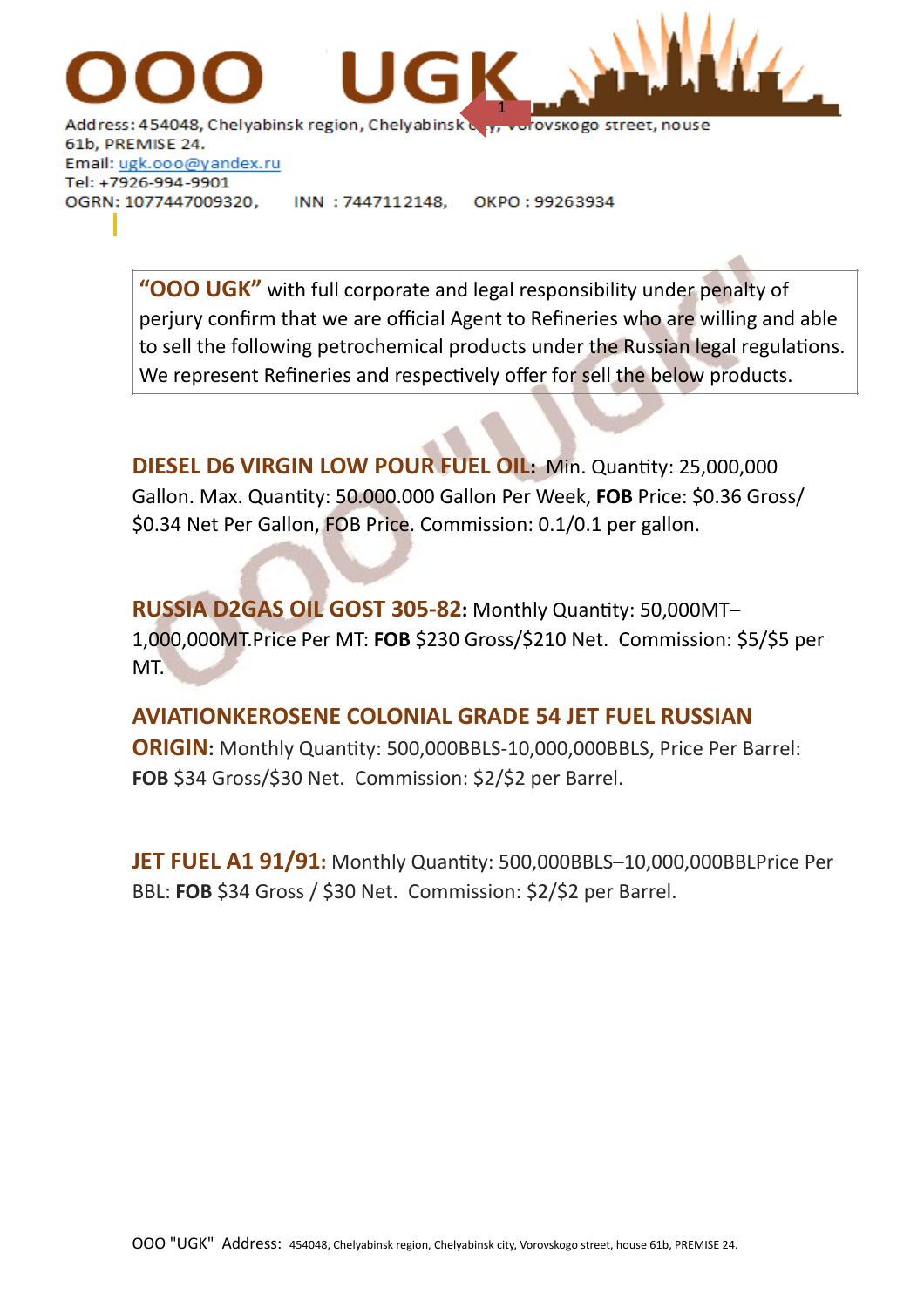# OOO UGK

Address: 454048, Chelyabinsk region, Chelyabinsk city, Vorovskogo street, house 61b, PREMISE 24.
Email: ugk.ooo@yandex.ru
Tel: +7926-994-9901
OGRN: 1077447009320, INN : 7447112148, OKPO : 99263934

> **"OOO UGK"** with full corporate and legal responsibility under penalty of perjury confirm that we are official Agent to Refineries who are willing and able to sell the following petrochemical products under the Russian legal regulations. We represent Refineries and respectively offer for sell the below products.

**DIESEL D6 VIRGIN LOW POUR FUEL OIL:** Min. Quantity: 25,000,000 Gallon. Max. Quantity: 50.000.000 Gallon Per Week, **FOB** Price: $0.36 Gross/ $0.34 Net Per Gallon, FOB Price. Commission: 0.1/0.1 per gallon.

**RUSSIA D2GAS OIL GOST 305-82:** Monthly Quantity: 50,000MT–1,000,000MT.Price Per MT: **FOB** $230 Gross/$210 Net. Commission: $5/$5 per MT.

**AVIATIONKEROSENE COLONIAL GRADE 54 JET FUEL RUSSIAN ORIGIN:** Monthly Quantity: 500,000BBLS-10,000,000BBLS, Price Per Barrel: **FOB** $34 Gross/$30 Net. Commission: $2/$2 per Barrel.

**JET FUEL A1 91/91:** Monthly Quantity: 500,000BBLS–10,000,000BBLPrice Per BBL: **FOB** $34 Gross / $30 Net. Commission: $2/$2 per Barrel.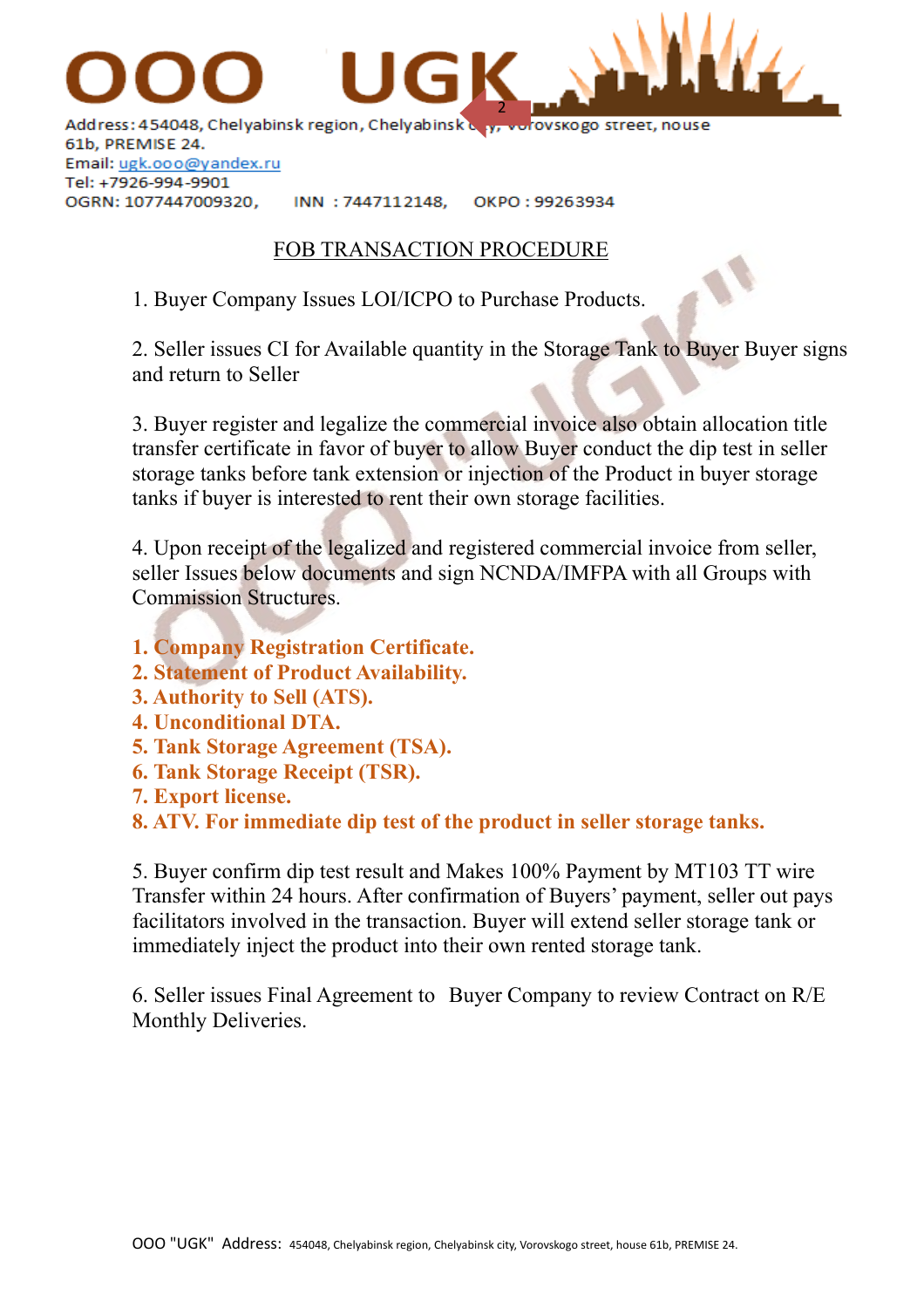# OOO UGK

Address: 454048, Chelyabinsk region, Chelyabinsk city, Vorovskogo street, house 61b, PREMISE 24.
Email: ugk.ooo@yandex.ru
Tel: +7926-994-9901
OGRN: 1077447009320, INN : 7447112148, OKPO : 99263934

## FOB TRANSACTION PROCEDURE

1. Buyer Company Issues LOI/ICPO to Purchase Products.

2. Seller issues CI for Available quantity in the Storage Tank to Buyer Buyer signs and return to Seller

3. Buyer register and legalize the commercial invoice also obtain allocation title transfer certificate in favor of buyer to allow Buyer conduct the dip test in seller storage tanks before tank extension or injection of the Product in buyer storage tanks if buyer is interested to rent their own storage facilities.

4. Upon receipt of the legalized and registered commercial invoice from seller, seller Issues below documents and sign NCNDA/IMFPA with all Groups with Commission Structures.

**1. Company Registration Certificate.**
**2. Statement of Product Availability.**
**3. Authority to Sell (ATS).**
**4. Unconditional DTA.**
**5. Tank Storage Agreement (TSA).**
**6. Tank Storage Receipt (TSR).**
**7. Export license.**
**8. ATV. For immediate dip test of the product in seller storage tanks.**

5. Buyer confirm dip test result and Makes 100% Payment by MT103 TT wire Transfer within 24 hours. After confirmation of Buyers' payment, seller out pays facilitators involved in the transaction. Buyer will extend seller storage tank or immediately inject the product into their own rented storage tank.

6. Seller issues Final Agreement to Buyer Company to review Contract on R/E Monthly Deliveries.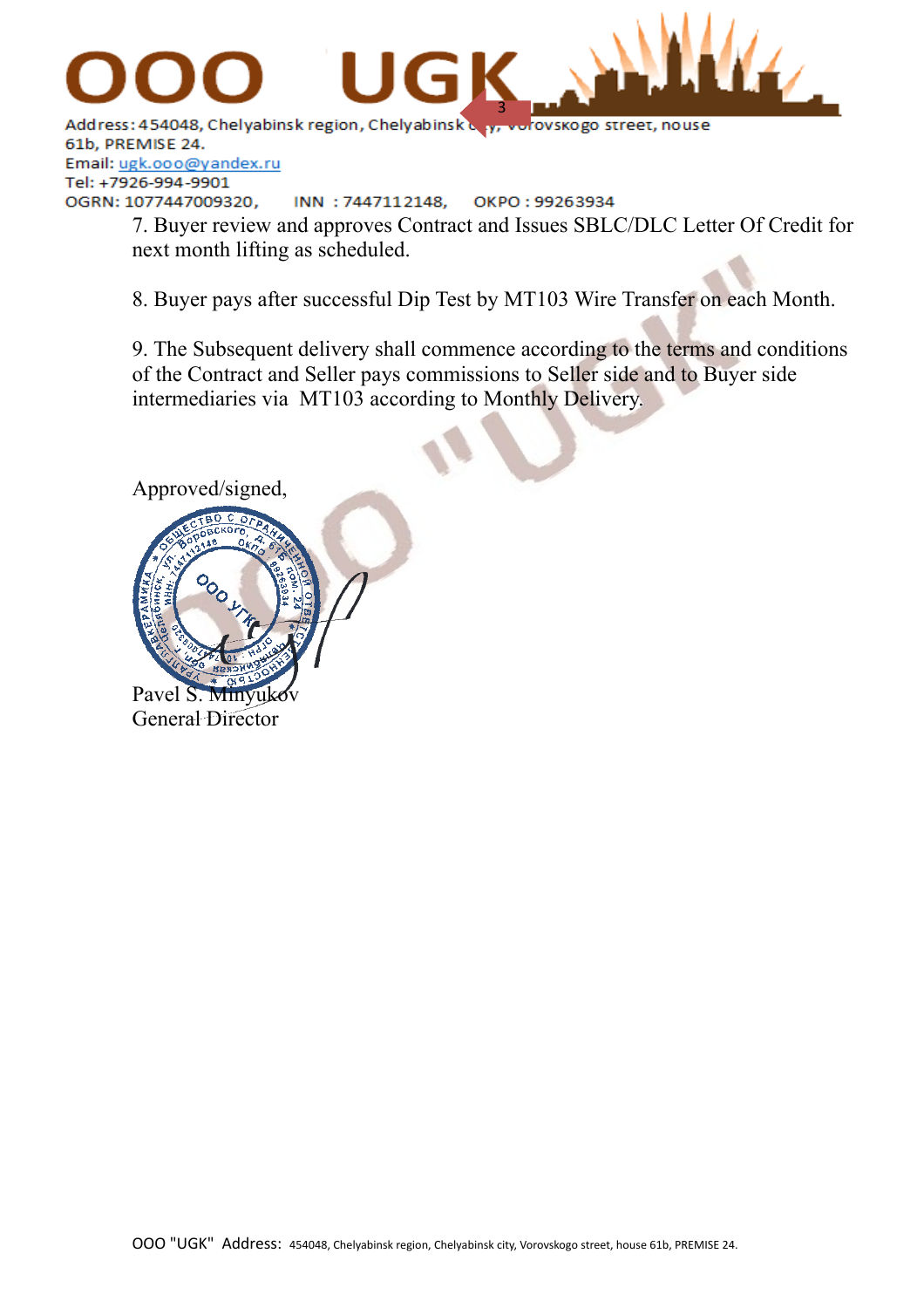7. Buyer review and approves Contract and Issues SBLC/DLC Letter Of Credit for next month lifting as scheduled.

8. Buyer pays after successful Dip Test by MT103 Wire Transfer on each Month.

9. The Subsequent delivery shall commence according to the terms and conditions of the Contract and Seller pays commissions to Seller side and to Buyer side intermediaries via MT103 according to Monthly Delivery.

Approved/signed,

Pavel S. Minyukov
General Director